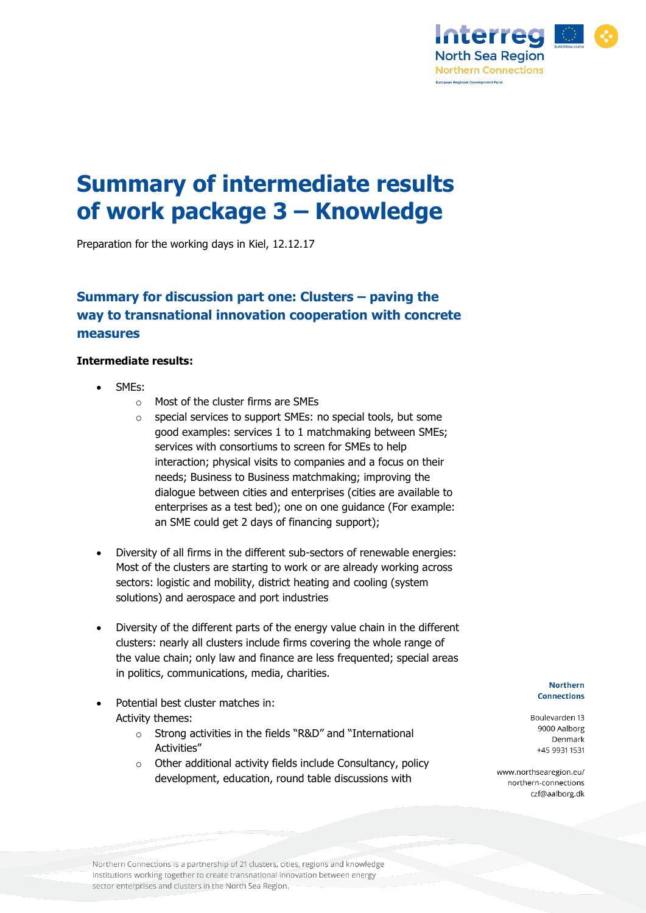# Summary of intermediate results of work package 3 – Knowledge

Preparation for the working days in Kiel, 12.12.17

## Summary for discussion part one: Clusters – paving the way to transnational innovation cooperation with concrete measures

**Intermediate results:**

- SMEs:
  - Most of the cluster firms are SMEs
  - special services to support SMEs: no special tools, but some good examples: services 1 to 1 matchmaking between SMEs; services with consortiums to screen for SMEs to help interaction; physical visits to companies and a focus on their needs; Business to Business matchmaking; improving the dialogue between cities and enterprises (cities are available to enterprises as a test bed); one on one guidance (For example: an SME could get 2 days of financing support);

- Diversity of all firms in the different sub-sectors of renewable energies: Most of the clusters are starting to work or are already working across sectors: logistic and mobility, district heating and cooling (system solutions) and aerospace and port industries

- Diversity of the different parts of the energy value chain in the different clusters: nearly all clusters include firms covering the whole range of the value chain; only law and finance are less frequented; special areas in politics, communications, media, charities.

- Potential best cluster matches in:
  Activity themes:
  - Strong activities in the fields "R&D" and "International Activities"
  - Other additional activity fields include Consultancy, policy development, education, round table discussions with

**Northern Connections**

Boulevarden 13
9000 Aalborg
Denmark
+45 9931 1531

www.northsearegion.eu/northern-connections
czf@aalborg.dk

Northern Connections is a partnership of 21 clusters, cities, regions and knowledge institutions working together to create transnational innovation between energy sector enterprises and clusters in the North Sea Region.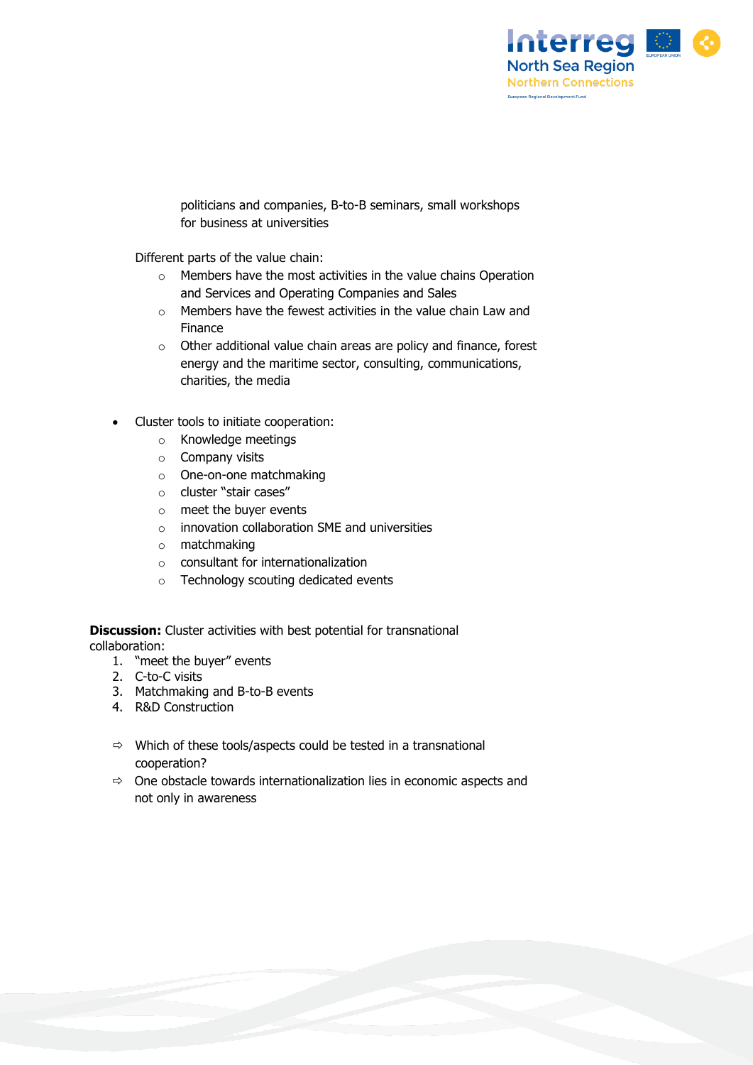politicians and companies, B-to-B seminars, small workshops for business at universities

Different parts of the value chain:

- Members have the most activities in the value chains Operation and Services and Operating Companies and Sales
- Members have the fewest activities in the value chain Law and Finance
- Other additional value chain areas are policy and finance, forest energy and the maritime sector, consulting, communications, charities, the media

- Cluster tools to initiate cooperation:
  - Knowledge meetings
  - Company visits
  - One-on-one matchmaking
  - cluster "stair cases"
  - meet the buyer events
  - innovation collaboration SME and universities
  - matchmaking
  - consultant for internationalization
  - Technology scouting dedicated events

**Discussion:** Cluster activities with best potential for transnational collaboration:

1. "meet the buyer" events
2. C-to-C visits
3. Matchmaking and B-to-B events
4. R&D Construction

⇨ Which of these tools/aspects could be tested in a transnational cooperation?

⇨ One obstacle towards internationalization lies in economic aspects and not only in awareness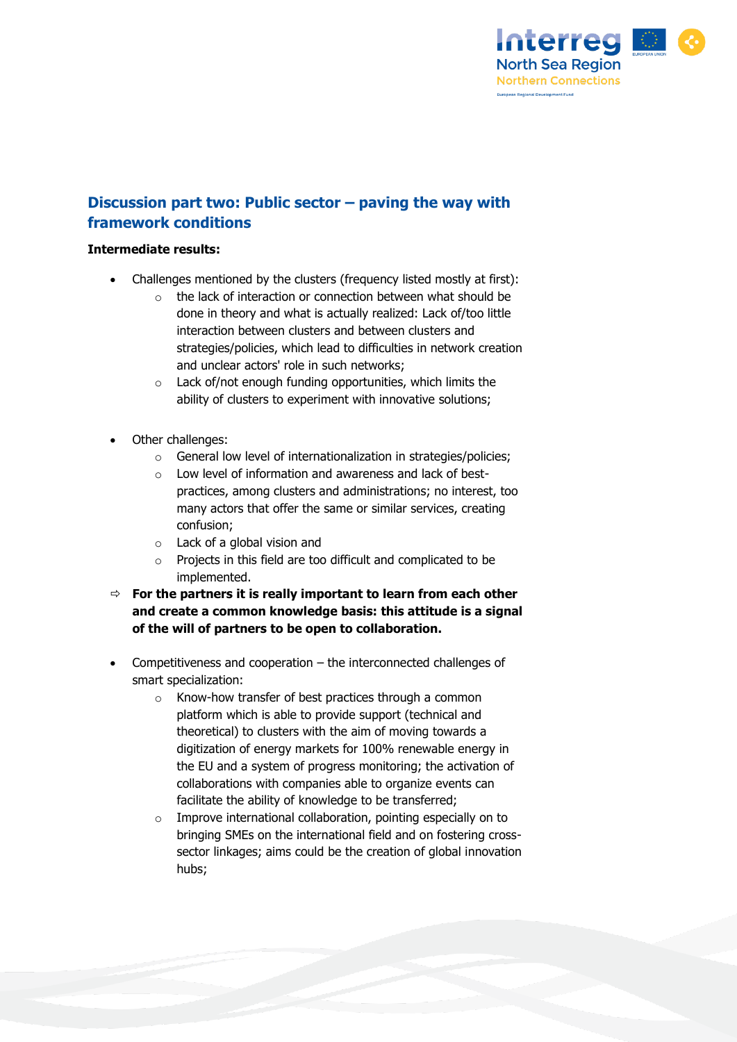## Discussion part two: Public sector – paving the way with framework conditions

**Intermediate results:**

- Challenges mentioned by the clusters (frequency listed mostly at first):
    - the lack of interaction or connection between what should be done in theory and what is actually realized: Lack of/too little interaction between clusters and between clusters and strategies/policies, which lead to difficulties in network creation and unclear actors' role in such networks;
    - Lack of/not enough funding opportunities, which limits the ability of clusters to experiment with innovative solutions;

- Other challenges:
    - General low level of internationalization in strategies/policies;
    - Low level of information and awareness and lack of best-practices, among clusters and administrations; no interest, too many actors that offer the same or similar services, creating confusion;
    - Lack of a global vision and
    - Projects in this field are too difficult and complicated to be implemented.

⇨ **For the partners it is really important to learn from each other and create a common knowledge basis: this attitude is a signal of the will of partners to be open to collaboration.**

- Competitiveness and cooperation – the interconnected challenges of smart specialization:
    - Know-how transfer of best practices through a common platform which is able to provide support (technical and theoretical) to clusters with the aim of moving towards a digitization of energy markets for 100% renewable energy in the EU and a system of progress monitoring; the activation of collaborations with companies able to organize events can facilitate the ability of knowledge to be transferred;
    - Improve international collaboration, pointing especially on to bringing SMEs on the international field and on fostering cross-sector linkages; aims could be the creation of global innovation hubs;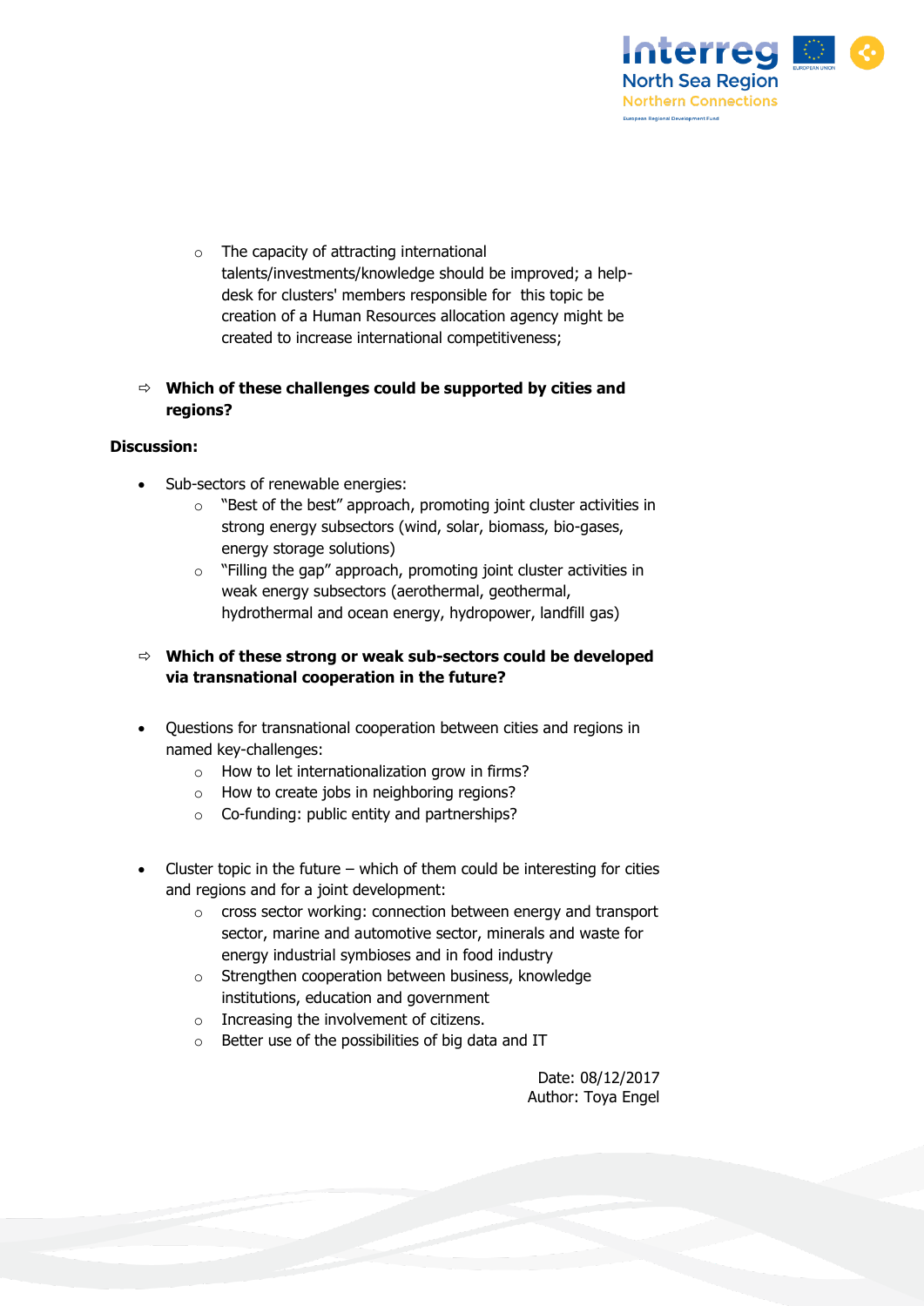- The capacity of attracting international talents/investments/knowledge should be improved; a help-desk for clusters' members responsible for this topic be creation of a Human Resources allocation agency might be created to increase international competitiveness;

⇨ **Which of these challenges could be supported by cities and regions?**

**Discussion:**

- Sub-sectors of renewable energies:
  - "Best of the best" approach, promoting joint cluster activities in strong energy subsectors (wind, solar, biomass, bio-gases, energy storage solutions)
  - "Filling the gap" approach, promoting joint cluster activities in weak energy subsectors (aerothermal, geothermal, hydrothermal and ocean energy, hydropower, landfill gas)

⇨ **Which of these strong or weak sub-sectors could be developed via transnational cooperation in the future?**

- Questions for transnational cooperation between cities and regions in named key-challenges:
  - How to let internationalization grow in firms?
  - How to create jobs in neighboring regions?
  - Co-funding: public entity and partnerships?

- Cluster topic in the future – which of them could be interesting for cities and regions and for a joint development:
  - cross sector working: connection between energy and transport sector, marine and automotive sector, minerals and waste for energy industrial symbioses and in food industry
  - Strengthen cooperation between business, knowledge institutions, education and government
  - Increasing the involvement of citizens.
  - Better use of the possibilities of big data and IT

Date: 08/12/2017
Author: Toya Engel